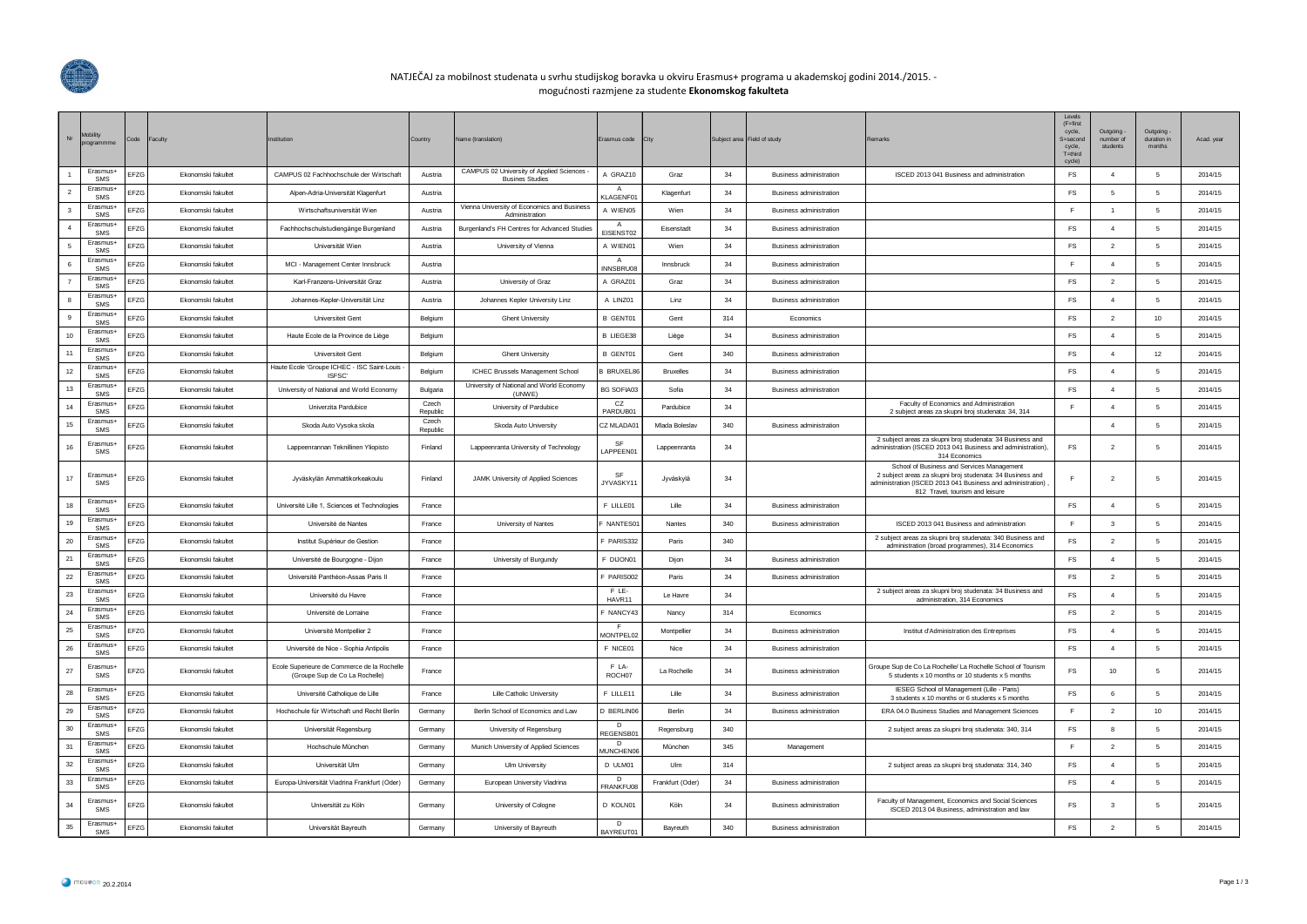# NATJEČAJ za mobilnost studenata u svrhu studijskog boravka u okviru Erasmus+ programa u akademskoj godini 2014./2015. - mogućnosti razmjene za studente **Ekonomskog fakulteta**

| Nr | Mobility programme | Code | Faculty | Institution | Country | Name (translation) | Erasmus code | City | Subject area | Field of study | Remarks | Levels (F=first cycle, S=second cycle, T=third cycle) | Outgoing - number of students | Outgoing - duration in months | Acad. year |
|---|---|---|---|---|---|---|---|---|---|---|---|---|---|---|---|
| 1 | Erasmus+ SMS | EFZG | Ekonomski fakultet | CAMPUS 02 Fachhochschule der Wirtschaft | Austria | CAMPUS 02 University of Applied Sciences - Busines Studies | A GRAZ10 | Graz | 34 | Business administration | ISCED 2013 041 Business and administration | FS | 4 | 5 | 2014/15 |
| 2 | Erasmus+ SMS | EFZG | Ekonomski fakultet | Alpen-Adria-Universität Klagenfurt | Austria | | A KLAGENF01 | Klagenfurt | 34 | Business administration | | FS | 5 | 5 | 2014/15 |
| 3 | Erasmus+ SMS | EFZG | Ekonomski fakultet | Wirtschaftsuniversität Wien | Austria | Vienna University of Economics and Business Administration | A WIEN05 | Wien | 34 | Business administration | | F | 1 | 5 | 2014/15 |
| 4 | Erasmus+ SMS | EFZG | Ekonomski fakultet | Fachhochschulstudiengänge Burgenland | Austria | Burgenland's FH Centres for Advanced Studies | A EISENST02 | Eisenstadt | 34 | Business administration | | FS | 4 | 5 | 2014/15 |
| 5 | Erasmus+ SMS | EFZG | Ekonomski fakultet | Universität Wien | Austria | University of Vienna | A WIEN01 | Wien | 34 | Business administration | | FS | 2 | 5 | 2014/15 |
| 6 | Erasmus+ SMS | EFZG | Ekonomski fakultet | MCI - Management Center Innsbruck | Austria | | A INNSBRU08 | Innsbruck | 34 | Business administration | | F | 4 | 5 | 2014/15 |
| 7 | Erasmus+ SMS | EFZG | Ekonomski fakultet | Karl-Franzens-Universität Graz | Austria | University of Graz | A GRAZ01 | Graz | 34 | Business administration | | FS | 2 | 5 | 2014/15 |
| 8 | Erasmus+ SMS | EFZG | Ekonomski fakultet | Johannes-Kepler-Universität Linz | Austria | Johannes Kepler University Linz | A LINZ01 | Linz | 34 | Business administration | | FS | 4 | 5 | 2014/15 |
| 9 | Erasmus+ SMS | EFZG | Ekonomski fakultet | Universiteit Gent | Belgium | Ghent University | B GENT01 | Gent | 314 | Economics | | FS | 2 | 10 | 2014/15 |
| 10 | Erasmus+ SMS | EFZG | Ekonomski fakultet | Haute Ecole de la Province de Liège | Belgium | | B LIEGE38 | Liège | 34 | Business administration | | FS | 4 | 5 | 2014/15 |
| 11 | Erasmus+ SMS | EFZG | Ekonomski fakultet | Universiteit Gent | Belgium | Ghent University | B GENT01 | Gent | 340 | Business administration | | FS | 4 | 12 | 2014/15 |
| 12 | Erasmus+ SMS | EFZG | Ekonomski fakultet | Haute Ecole 'Groupe ICHEC - ISC Saint-Louis - ISFSC' | Belgium | ICHEC Brussels Management School | B BRUXEL86 | Bruxelles | 34 | Business administration | | FS | 4 | 5 | 2014/15 |
| 13 | Erasmus+ SMS | EFZG | Ekonomski fakultet | University of National and World Economy | Bulgaria | University of National and World Economy (UNWE) | BG SOFIA03 | Sofia | 34 | Business administration | | FS | 4 | 5 | 2014/15 |
| 14 | Erasmus+ SMS | EFZG | Ekonomski fakultet | Univerzita Pardubice | Czech Republic | University of Pardubice | CZ PARDUB01 | Pardubice | 34 | | Faculty of Economics and Administration 2 subject areas za skupni broj studenata: 34, 314 | F | 4 | 5 | 2014/15 |
| 15 | Erasmus+ SMS | EFZG | Ekonomski fakultet | Skoda Auto Vysoka skola | Czech Republic | Skoda Auto University | CZ MLADA01 | Mlada Boleslav | 340 | Business administration | | | 4 | 5 | 2014/15 |
| 16 | Erasmus+ SMS | EFZG | Ekonomski fakultet | Lappeenrannan Teknillinen Yliopisto | Finland | Lappeenranta University of Technology | SF LAPPEEN01 | Lappeenranta | 34 | | 2 subject areas za skupni broj studenata: 34 Business and administration (ISCED 2013 041 Business and administration), 314 Economics | FS | 2 | 5 | 2014/15 |
| 17 | Erasmus+ SMS | EFZG | Ekonomski fakultet | Jyväskylän Ammattikorkeakoulu | Finland | JAMK University of Applied Sciences | SF JYVASKY11 | Jyväskylä | 34 | | School of Business and Services Management 2 subject areas za skupni broj studenata: 34 Business and administration (ISCED 2013 041 Business and administration) , 812 Travel, tourism and leisure | F | 2 | 5 | 2014/15 |
| 18 | Erasmus+ SMS | EFZG | Ekonomski fakultet | Université Lille 1, Sciences et Technologies | France | | F LILLE01 | Lille | 34 | Business administration | | FS | 4 | 5 | 2014/15 |
| 19 | Erasmus+ SMS | EFZG | Ekonomski fakultet | Université de Nantes | France | University of Nantes | F NANTES01 | Nantes | 340 | Business administration | ISCED 2013 041 Business and administration | F | 3 | 5 | 2014/15 |
| 20 | Erasmus+ SMS | EFZG | Ekonomski fakultet | Institut Supérieur de Gestion | France | | F PARIS332 | Paris | 340 | | 2 subject areas za skupni broj studenata: 340 Business and administration (broad programmes), 314 Economics | FS | 2 | 5 | 2014/15 |
| 21 | Erasmus+ SMS | EFZG | Ekonomski fakultet | Université de Bourgogne - Dijon | France | University of Burgundy | F DIJON01 | Dijon | 34 | Business administration | | FS | 4 | 5 | 2014/15 |
| 22 | Erasmus+ SMS | EFZG | Ekonomski fakultet | Université Panthéon-Assas Paris II | France | | F PARIS002 | Paris | 34 | Business administration | | FS | 2 | 5 | 2014/15 |
| 23 | Erasmus+ SMS | EFZG | Ekonomski fakultet | Université du Havre | France | | F LE-HAVR11 | Le Havre | 34 | | 2 subject areas za skupni broj studenata: 34 Business and administration, 314 Economics | FS | 4 | 5 | 2014/15 |
| 24 | Erasmus+ SMS | EFZG | Ekonomski fakultet | Université de Lorraine | France | | F NANCY43 | Nancy | 314 | Economics | | FS | 2 | 5 | 2014/15 |
| 25 | Erasmus+ SMS | EFZG | Ekonomski fakultet | Université Montpellier 2 | France | | F MONTPEL02 | Montpellier | 34 | Business administration | Institut d'Administration des Entreprises | FS | 4 | 5 | 2014/15 |
| 26 | Erasmus+ SMS | EFZG | Ekonomski fakultet | Université de Nice - Sophia Antipolis | France | | F NICE01 | Nice | 34 | Business administration | | FS | 4 | 5 | 2014/15 |
| 27 | Erasmus+ SMS | EFZG | Ekonomski fakultet | Ecole Superieure de Commerce de la Rochelle (Groupe Sup de Co La Rochelle) | France | | F LA-ROCH07 | La Rochelle | 34 | Business administration | Groupe Sup de Co La Rochelle/ La Rochelle School of Tourism 5 students x 10 months or 10 students x 5 months | FS | 10 | 5 | 2014/15 |
| 28 | Erasmus+ SMS | EFZG | Ekonomski fakultet | Université Catholique de Lille | France | Lille Catholic University | F LILLE11 | Lille | 34 | Business administration | IESEG School of Management (Lille - Paris) 3 students x 10 months or 6 students x 5 months | FS | 6 | 5 | 2014/15 |
| 29 | Erasmus+ SMS | EFZG | Ekonomski fakultet | Hochschule für Wirtschaft und Recht Berlin | Germany | Berlin School of Economics and Law | D BERLIN06 | Berlin | 34 | Business administration | ERA 04.0 Business Studies and Management Sciences | F | 2 | 10 | 2014/15 |
| 30 | Erasmus+ SMS | EFZG | Ekonomski fakultet | Universität Regensburg | Germany | University of Regensburg | D REGENSB01 | Regensburg | 340 | | 2 subject areas za skupni broj studenata: 340, 314 | FS | 8 | 5 | 2014/15 |
| 31 | Erasmus+ SMS | EFZG | Ekonomski fakultet | Hochschule München | Germany | Munich University of Applied Sciences | D MUNCHEN06 | München | 345 | Management | | F | 2 | 5 | 2014/15 |
| 32 | Erasmus+ SMS | EFZG | Ekonomski fakultet | Universität Ulm | Germany | Ulm University | D ULM01 | Ulm | 314 | | 2 subject areas za skupni broj studenata: 314, 340 | FS | 4 | 5 | 2014/15 |
| 33 | Erasmus+ SMS | EFZG | Ekonomski fakultet | Europa-Universität Viadrina Frankfurt (Oder) | Germany | European University Viadrina | D FRANKFU08 | Frankfurt (Oder) | 34 | Business administration | | FS | 4 | 5 | 2014/15 |
| 34 | Erasmus+ SMS | EFZG | Ekonomski fakultet | Universität zu Köln | Germany | University of Cologne | D KOLN01 | Köln | 34 | Business administration | Faculty of Management, Economics and Social Sciences ISCED 2013 04 Business, administration and law | FS | 3 | 5 | 2014/15 |
| 35 | Erasmus+ SMS | EFZG | Ekonomski fakultet | Universität Bayreuth | Germany | University of Bayreuth | D BAYREUT01 | Bayreuth | 340 | Business administration | | FS | 2 | 5 | 2014/15 |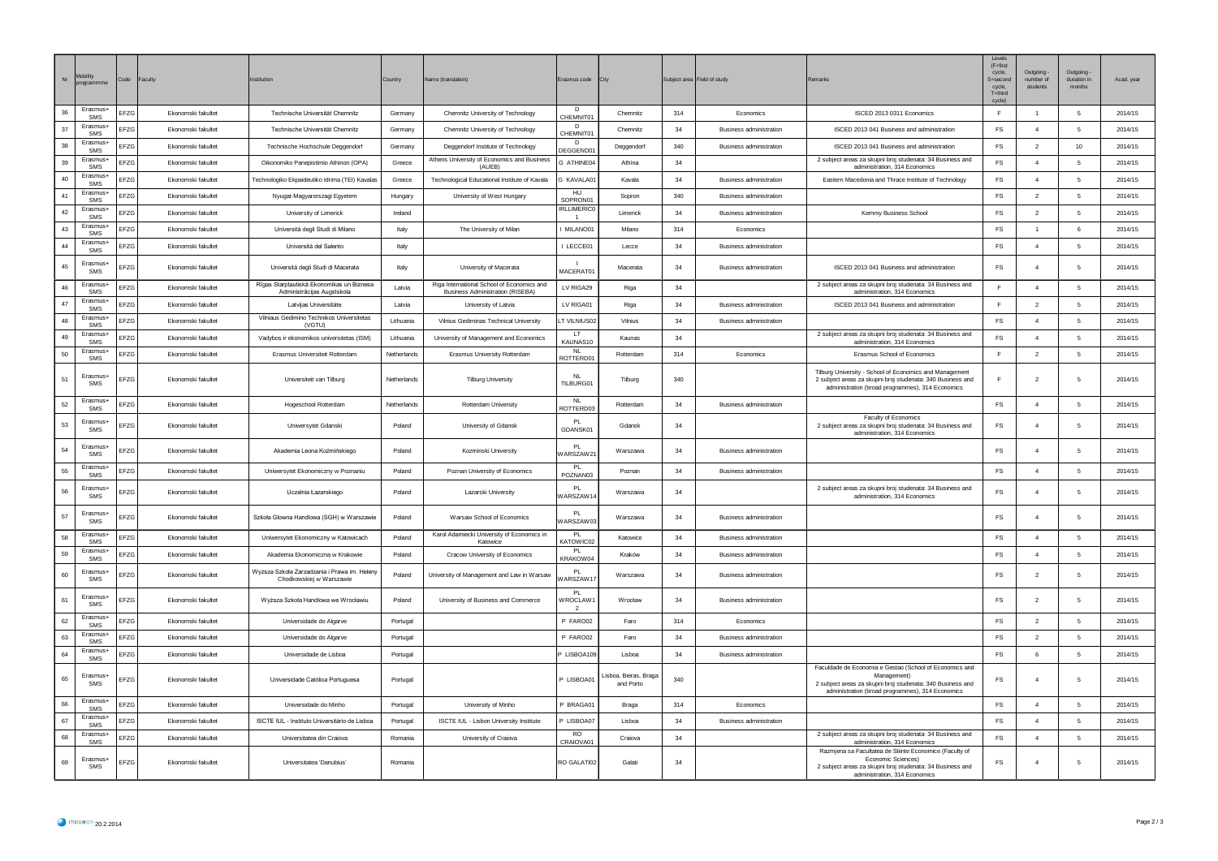| Nr | Mobility programmme | Code | Faculty | Institution | Country | Name (translation) | Erasmus code | City | Subject area | Field of study | Remarks | Levels (F=first cycle, S=second cycle, T=third cycle) | Outgoing - number of students | Outgoing - duration in months | Acad. year |
|---|---|---|---|---|---|---|---|---|---|---|---|---|---|---|---|
| 36 | Erasmus+ SMS | EFZG | Ekonomski fakultet | Technische Universität Chemnitz | Germany | Chemnitz University of Technology | D CHEMNIT01 | Chemnitz | 314 | Economics | ISCED 2013 0311 Economics | F | 1 | 5 | 2014/15 |
| 37 | Erasmus+ SMS | EFZG | Ekonomski fakultet | Technische Universität Chemnitz | Germany | Chemnitz University of Technology | D CHEMNIT01 | Chemnitz | 34 | Business administration | ISCED 2013 041 Business and administration | FS | 4 | 5 | 2014/15 |
| 38 | Erasmus+ SMS | EFZG | Ekonomski fakultet | Technische Hochschule Deggendorf | Germany | Deggendorf Institute of Technology | D DEGGEND01 | Deggendorf | 340 | Business administration | ISCED 2013 041 Business and administration | FS | 2 | 10 | 2014/15 |
| 39 | Erasmus+ SMS | EFZG | Ekonomski fakultet | Oikonomiko Panepistimio Athinon (OPA) | Greece | Athens University of Economics and Business (AUEB) | G ATHINE04 | Athína | 34 | | 2 subject areas za skupni broj studenata: 34 Business and administration, 314 Economics | FS | 4 | 5 | 2014/15 |
| 40 | Erasmus+ SMS | EFZG | Ekonomski fakultet | Technologiko Ekpaideutiko Idrima (TEI) Kavalas | Greece | Technological Educational Institute of Kavala | G KAVALA01 | Kavala | 34 | Business administration | Eastern Macedonia and Thrace Institute of Technology | FS | 4 | 5 | 2014/15 |
| 41 | Erasmus+ SMS | EFZG | Ekonomski fakultet | Nyugat-Magyarorszagi Egyetem | Hungary | University of West Hungary | HU SOPRON01 | Sopron | 340 | Business administration | | FS | 2 | 5 | 2014/15 |
| 42 | Erasmus+ SMS | EFZG | Ekonomski fakultet | University of Limerick | Ireland | | IRLLIMERIC01 | Limerick | 34 | Business administration | Kemmy Business School | FS | 2 | 5 | 2014/15 |
| 43 | Erasmus+ SMS | EFZG | Ekonomski fakultet | Università degli Studi di Milano | Italy | The University of Milan | I MILANO01 | Milano | 314 | Economics | | FS | 1 | 6 | 2014/15 |
| 44 | Erasmus+ SMS | EFZG | Ekonomski fakultet | Università del Salento | Italy | | I LECCE01 | Lecce | 34 | Business administration | | FS | 4 | 5 | 2014/15 |
| 45 | Erasmus+ SMS | EFZG | Ekonomski fakultet | Università degli Studi di Macerata | Italy | University of Macerata | I MACERAT01 | Macerata | 34 | Business administration | ISCED 2013 041 Business and administration | FS | 4 | 5 | 2014/15 |
| 46 | Erasmus+ SMS | EFZG | Ekonomski fakultet | Rīgas Starptautiskā Ekonomikas un Biznesa Administrācijas Augstskola | Latvia | Riga International School of Economics and Business Administration (RISEBA) | LV RIGA29 | Riga | 34 | | 2 subject areas za skupni broj studenata: 34 Business and administration, 314 Economics | F | 4 | 5 | 2014/15 |
| 47 | Erasmus+ SMS | EFZG | Ekonomski fakultet | Latvijas Universitāte | Latvia | University of Latvia | LV RIGA01 | Riga | 34 | Business administration | ISCED 2013 041 Business and administration | F | 2 | 5 | 2014/15 |
| 48 | Erasmus+ SMS | EFZG | Ekonomski fakultet | Vilniaus Gedimino Technikos Universitetas (VGTU) | Lithuania | Vilnius Gediminas Technical University | LT VILNIUS02 | Vilnius | 34 | Business administration | | FS | 4 | 5 | 2014/15 |
| 49 | Erasmus+ SMS | EFZG | Ekonomski fakultet | Vadybos ir ekonomikos universitetas (ISM) | Lithuania | University of Management and Economics | LT KAUNAS10 | Kaunas | 34 | | 2 subject areas za skupni broj studenata: 34 Business and administration, 314 Economics | FS | 4 | 5 | 2014/15 |
| 50 | Erasmus+ SMS | EFZG | Ekonomski fakultet | Erasmus Universiteit Rotterdam | Netherlands | Erasmus University Rotterdam | NL ROTTERD01 | Rotterdam | 314 | Economics | Erasmus School of Economics | F | 2 | 5 | 2014/15 |
| 51 | Erasmus+ SMS | EFZG | Ekonomski fakultet | Universiteit van Tilburg | Netherlands | Tilburg University | NL TILBURG01 | Tilburg | 340 | | Tilburg University - School of Economics and Management 2 subject areas za skupni broj studenata: 340 Business and administration (broad programmes), 314 Economics | F | 2 | 5 | 2014/15 |
| 52 | Erasmus+ SMS | EFZG | Ekonomski fakultet | Hogeschool Rotterdam | Netherlands | Rotterdam University | NL ROTTERD03 | Rotterdam | 34 | Business administration | | FS | 4 | 5 | 2014/15 |
| 53 | Erasmus+ SMS | EFZG | Ekonomski fakultet | Uniwersytet Gdanski | Poland | University of Gdansk | PL GDANSK01 | Gdansk | 34 | | Faculty of Economics 2 subject areas za skupni broj studenata: 34 Business and administration, 314 Economics | FS | 4 | 5 | 2014/15 |
| 54 | Erasmus+ SMS | EFZG | Ekonomski fakultet | Akademia Leona Koźmińskiego | Poland | Kozminski University | PL WARSZAW21 | Warszawa | 34 | Business administration | | FS | 4 | 5 | 2014/15 |
| 55 | Erasmus+ SMS | EFZG | Ekonomski fakultet | Uniwersytet Ekonomiczny w Poznaniu | Poland | Poznan University of Economics | PL POZNAN03 | Poznan | 34 | Business administration | | FS | 4 | 5 | 2014/15 |
| 56 | Erasmus+ SMS | EFZG | Ekonomski fakultet | Uczelnia Łazarskiego | Poland | Lazarski University | PL WARSZAW14 | Warszawa | 34 | | 2 subject areas za skupni broj studenata: 34 Business and administration, 314 Economics | FS | 4 | 5 | 2014/15 |
| 57 | Erasmus+ SMS | EFZG | Ekonomski fakultet | Szkoła Głowna Handlowa (SGH) w Warszawie | Poland | Warsaw School of Economics | PL WARSZAW03 | Warszawa | 34 | Business administration | | FS | 4 | 5 | 2014/15 |
| 58 | Erasmus+ SMS | EFZG | Ekonomski fakultet | Uniwersytet Ekonomiczny w Katowicach | Poland | Karol Adamiecki University of Economics in Katowice | PL KATOWIC02 | Katowice | 34 | Business administration | | FS | 4 | 5 | 2014/15 |
| 59 | Erasmus+ SMS | EFZG | Ekonomski fakultet | Akademia Ekonomiczna w Krakowie | Poland | Cracow University of Economics | PL KRAKOW04 | Kraków | 34 | Business administration | | FS | 4 | 5 | 2014/15 |
| 60 | Erasmus+ SMS | EFZG | Ekonomski fakultet | Wyzsza Szkoła Zarzadzania i Prawa im. Heleny Chodkowskiej w Warszawie | Poland | University of Management and Law in Warsaw | PL WARSZAW17 | Warszawa | 34 | Business administration | | FS | 2 | 5 | 2014/15 |
| 61 | Erasmus+ SMS | EFZG | Ekonomski fakultet | Wyższa Szkoła Handlowa we Wrocławiu | Poland | University of Business and Commerce | PL WROCLAW12 | Wroclaw | 34 | Business administration | | FS | 2 | 5 | 2014/15 |
| 62 | Erasmus+ SMS | EFZG | Ekonomski fakultet | Universidade do Algarve | Portugal | | P FARO02 | Faro | 314 | Economics | | FS | 2 | 5 | 2014/15 |
| 63 | Erasmus+ SMS | EFZG | Ekonomski fakultet | Universidade do Algarve | Portugal | | P FARO02 | Faro | 34 | Business administration | | FS | 2 | 5 | 2014/15 |
| 64 | Erasmus+ SMS | EFZG | Ekonomski fakultet | Universidade de Lisboa | Portugal | | P LISBOA109 | Lisboa | 34 | Business administration | | FS | 6 | 5 | 2014/15 |
| 65 | Erasmus+ SMS | EFZG | Ekonomski fakultet | Universidade Católica Portuguesa | Portugal | | P LISBOA01 | Lisboa, Beiras, Braga and Porto | 340 | | Faculdade de Economia e Gestao (School of Economics and Management) 2 subject areas za skupni broj studenata: 340 Business and administration (broad programmes), 314 Economics | FS | 4 | 5 | 2014/15 |
| 66 | Erasmus+ SMS | EFZG | Ekonomski fakultet | Universidade do Minho | Portugal | University of Minho | P BRAGA01 | Braga | 314 | Economics | | FS | 4 | 5 | 2014/15 |
| 67 | Erasmus+ SMS | EFZG | Ekonomski fakultet | ISCTE IUL - Instituto Universitário de Lisboa | Portugal | ISCTE IUL - Lisbon University Institute | P LISBOA07 | Lisboa | 34 | Business administration | | FS | 4 | 5 | 2014/15 |
| 68 | Erasmus+ SMS | EFZG | Ekonomski fakultet | Universitatea din Craiova | Romania | University of Craiova | RO CRAIOVA01 | Craiova | 34 | | 2 subject areas za skupni broj studenata: 34 Business and administration, 314 Economics | FS | 4 | 5 | 2014/15 |
| 69 | Erasmus+ SMS | EFZG | Ekonomski fakultet | Universitatea 'Danubius' | Romania | | RO GALATI02 | Galati | 34 | | Razmjena sa Facultatea de Stiinte Economice (Faculty of Economic Sciences) 2 subject areas za skupni broj studenata: 34 Business and administration, 314 Economics | FS | 4 | 5 | 2014/15 |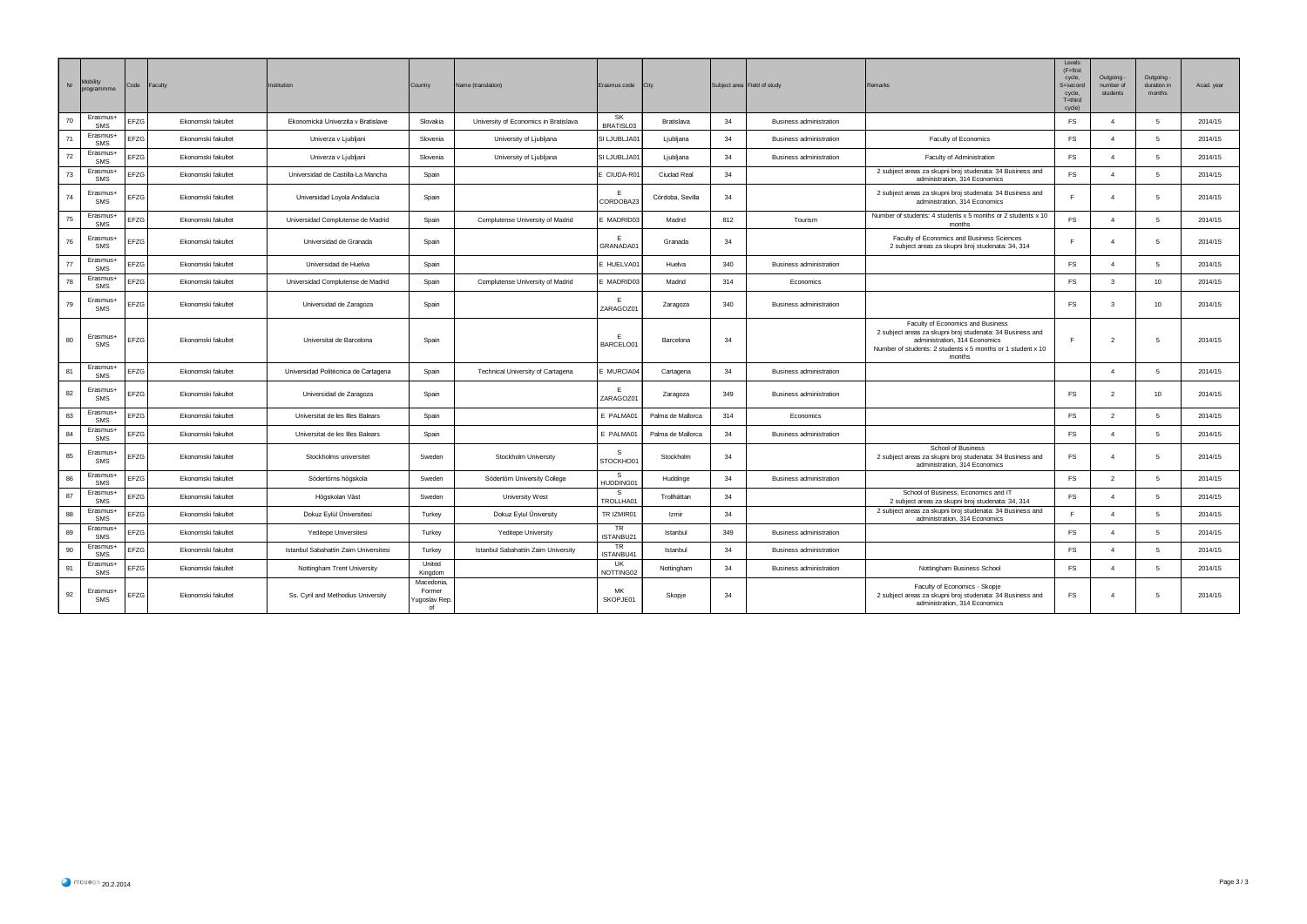| Nr | Mobility programmme | Code | Faculty | Institution | Country | Name (translation) | Erasmus code | City | Subject area | Field of study | Remarks | Levels (F=first cycle, S=second cycle, T=third cycle) | Outgoing - number of students | Outgoing - duration in months | Acad. year |
|---|---|---|---|---|---|---|---|---|---|---|---|---|---|---|---|
| 70 | Erasmus+ SMS | EFZG | Ekonomski fakultet | Ekonomická Univerzita v Bratislave | Slovakia | University of Economics in Bratislava | SK BRATISL03 | Bratislava | 34 | Business administration | | FS | 4 | 5 | 2014/15 |
| 71 | Erasmus+ SMS | EFZG | Ekonomski fakultet | Univerza v Ljubljani | Slovenia | University of Ljubljana | SI LJUBLJA01 | Ljubljana | 34 | Business administration | Faculty of Economics | FS | 4 | 5 | 2014/15 |
| 72 | Erasmus+ SMS | EFZG | Ekonomski fakultet | Univerza v Ljubljani | Slovenia | University of Ljubljana | SI LJUBLJA01 | Ljubljana | 34 | Business administration | Faculty of Administration | FS | 4 | 5 | 2014/15 |
| 73 | Erasmus+ SMS | EFZG | Ekonomski fakultet | Universidad de Castilla-La Mancha | Spain | | E CIUDA-R01 | Ciudad Real | 34 | | 2 subject areas za skupni broj studenata: 34 Business and administration, 314 Economics | FS | 4 | 5 | 2014/15 |
| 74 | Erasmus+ SMS | EFZG | Ekonomski fakultet | Universidad Loyola Andalucía | Spain | | E CORDOBA23 | Córdoba, Sevilla | 34 | | 2 subject areas za skupni broj studenata: 34 Business and administration, 314 Economics | F | 4 | 5 | 2014/15 |
| 75 | Erasmus+ SMS | EFZG | Ekonomski fakultet | Universidad Complutense de Madrid | Spain | Complutense University of Madrid | E MADRID03 | Madrid | 812 | Tourism | Number of students: 4 students x 5 months or 2 students x 10 months | FS | 4 | 5 | 2014/15 |
| 76 | Erasmus+ SMS | EFZG | Ekonomski fakultet | Universidad de Granada | Spain | | E GRANADA01 | Granada | 34 | | Faculty of Economics and Business Sciences 2 subject areas za skupni broj studenata: 34, 314 | F | 4 | 5 | 2014/15 |
| 77 | Erasmus+ SMS | EFZG | Ekonomski fakultet | Universidad de Huelva | Spain | | E HUELVA01 | Huelva | 340 | Business administration | | FS | 4 | 5 | 2014/15 |
| 78 | Erasmus+ SMS | EFZG | Ekonomski fakultet | Universidad Complutense de Madrid | Spain | Complutense University of Madrid | E MADRID03 | Madrid | 314 | Economics | | FS | 3 | 10 | 2014/15 |
| 79 | Erasmus+ SMS | EFZG | Ekonomski fakultet | Universidad de Zaragoza | Spain | | E ZARAGOZ01 | Zaragoza | 340 | Business administration | | FS | 3 | 10 | 2014/15 |
| 80 | Erasmus+ SMS | EFZG | Ekonomski fakultet | Universitat de Barcelona | Spain | | E BARCELO01 | Barcelona | 34 | | Faculty of Economics and Business 2 subject areas za skupni broj studenata: 34 Business and administration, 314 Economics Number of students: 2 students x 5 months or 1 student x 10 months | F | 2 | 5 | 2014/15 |
| 81 | Erasmus+ SMS | EFZG | Ekonomski fakultet | Universidad Politécnica de Cartagena | Spain | Technical University of Cartagena | E MURCIA04 | Cartagena | 34 | Business administration | | | 4 | 5 | 2014/15 |
| 82 | Erasmus+ SMS | EFZG | Ekonomski fakultet | Universidad de Zaragoza | Spain | | E ZARAGOZ01 | Zaragoza | 349 | Business administration | | FS | 2 | 10 | 2014/15 |
| 83 | Erasmus+ SMS | EFZG | Ekonomski fakultet | Universitat de les Illes Balears | Spain | | E PALMA01 | Palma de Mallorca | 314 | Economics | | FS | 2 | 5 | 2014/15 |
| 84 | Erasmus+ SMS | EFZG | Ekonomski fakultet | Universitat de les Illes Balears | Spain | | E PALMA01 | Palma de Mallorca | 34 | Business administration | | FS | 4 | 5 | 2014/15 |
| 85 | Erasmus+ SMS | EFZG | Ekonomski fakultet | Stockholms universitet | Sweden | Stockholm University | S STOCKHO01 | Stockholm | 34 | | School of Business 2 subject areas za skupni broj studenata: 34 Business and administration, 314 Economics | FS | 4 | 5 | 2014/15 |
| 86 | Erasmus+ SMS | EFZG | Ekonomski fakultet | Södertörns högskola | Sweden | Södertörn University College | S HUDDING01 | Huddinge | 34 | Business administration | | FS | 2 | 5 | 2014/15 |
| 87 | Erasmus+ SMS | EFZG | Ekonomski fakultet | Högskolan Väst | Sweden | University West | S TROLLHA01 | Trollhättan | 34 | | School of Business, Economics and IT 2 subject areas za skupni broj studenata: 34, 314 | FS | 4 | 5 | 2014/15 |
| 88 | Erasmus+ SMS | EFZG | Ekonomski fakultet | Dokuz Eylül Üniversitesi | Turkey | Dokuz Eylul Üniversity | TR IZMIR01 | Izmir | 34 | | 2 subject areas za skupni broj studenata: 34 Business and administration, 314 Economics | F | 4 | 5 | 2014/15 |
| 89 | Erasmus+ SMS | EFZG | Ekonomski fakultet | Yeditepe Universitesi | Turkey | Yeditepe University | TR ISTANBU21 | Istanbul | 349 | Business administration | | FS | 4 | 5 | 2014/15 |
| 90 | Erasmus+ SMS | EFZG | Ekonomski fakultet | Istanbul Sabahattin Zaim Universitesi | Turkey | Istanbul Sabahattin Zaim University | TR ISTANBU41 | Istanbul | 34 | Business administration | | FS | 4 | 5 | 2014/15 |
| 91 | Erasmus+ SMS | EFZG | Ekonomski fakultet | Nottingham Trent University | United Kingdom | | UK NOTTING02 | Nottingham | 34 | Business administration | Nottingham Business School | FS | 4 | 5 | 2014/15 |
| 92 | Erasmus+ SMS | EFZG | Ekonomski fakultet | Ss. Cyril and Methodius University | Macedonia, Former Yugoslav Rep. of | | MK SKOPJE01 | Skopje | 34 | | Faculty of Economics - Skopje 2 subject areas za skupni broj studenata: 34 Business and administration, 314 Economics | FS | 4 | 5 | 2014/15 |

20.2.2014